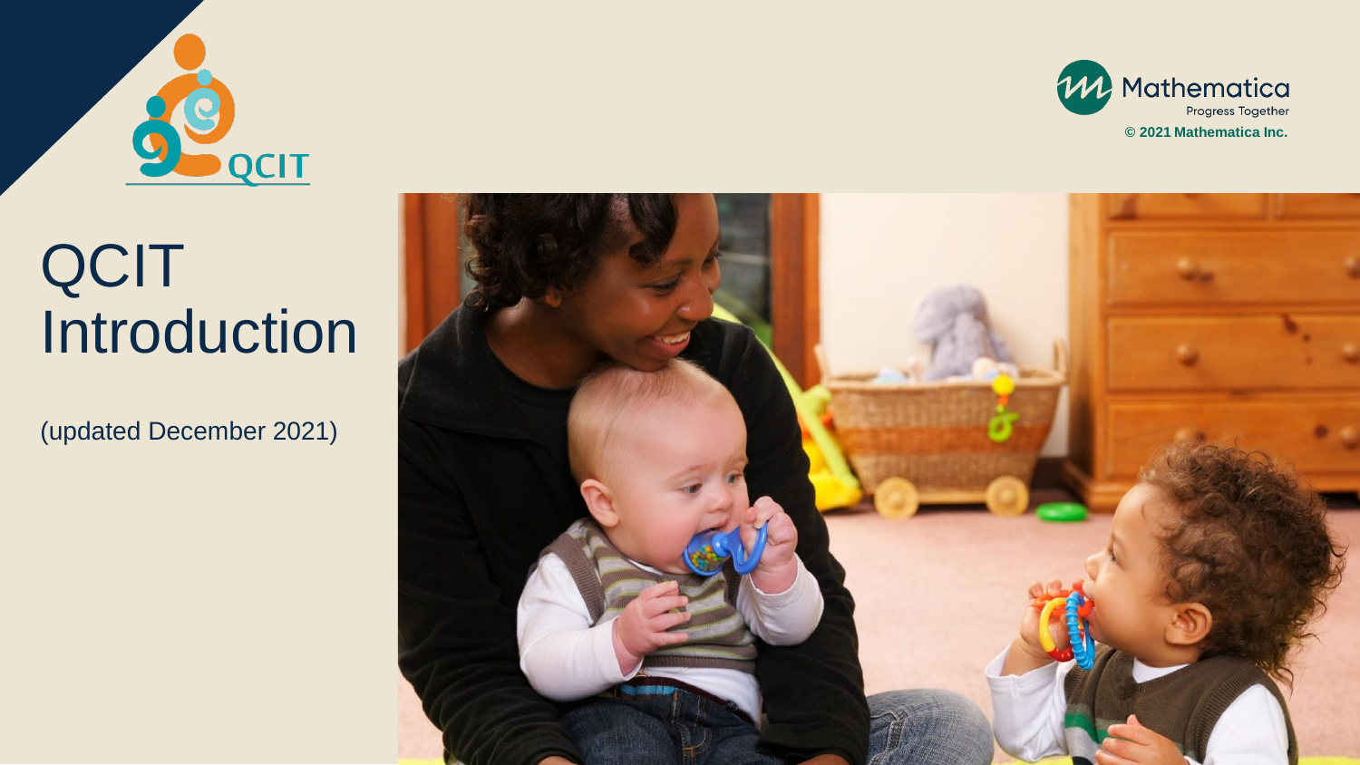# QCIT Introduction

(updated December 2021)

© 2021 Mathematica Inc.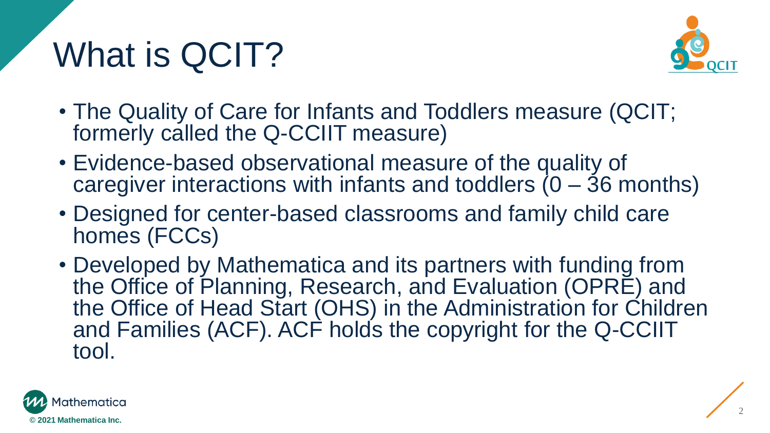# What is QCIT?

- The Quality of Care for Infants and Toddlers measure (QCIT; formerly called the Q-CCIIT measure)
- Evidence-based observational measure of the quality of caregiver interactions with infants and toddlers (0 – 36 months)
- Designed for center-based classrooms and family child care homes (FCCs)
- Developed by Mathematica and its partners with funding from the Office of Planning, Research, and Evaluation (OPRE) and the Office of Head Start (OHS) in the Administration for Children and Families (ACF). ACF holds the copyright for the Q-CCIIT tool.

© 2021 Mathematica Inc.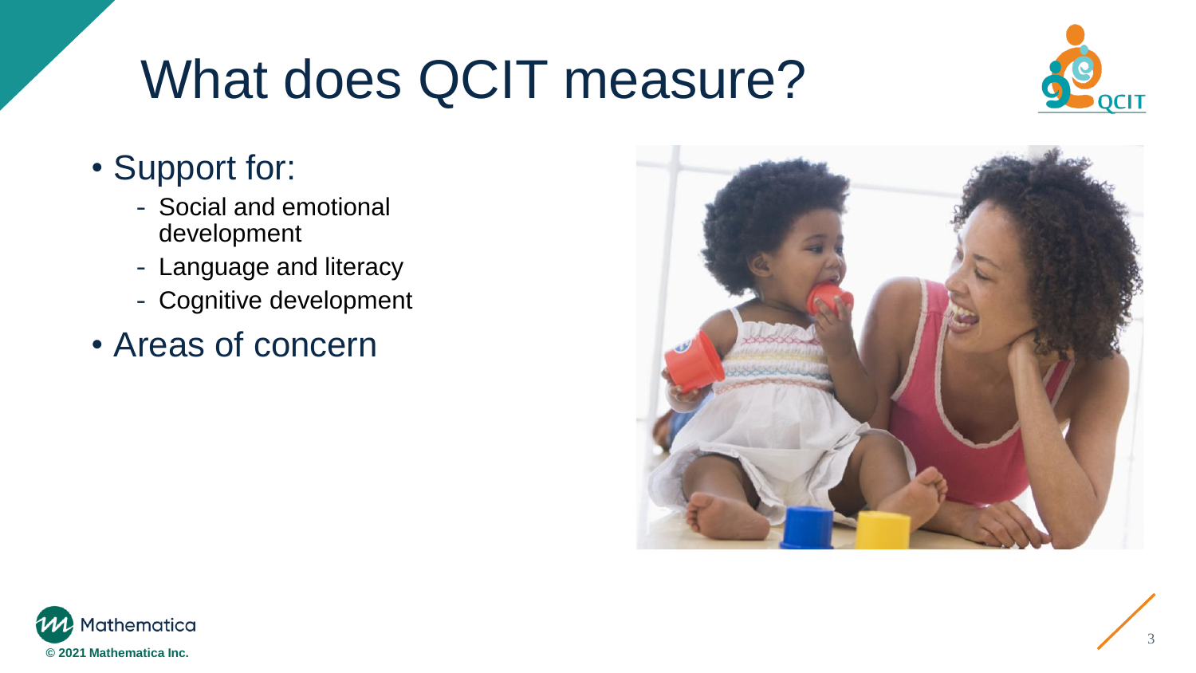# What does QCIT measure?

- Support for:
  - Social and emotional development
  - Language and literacy
  - Cognitive development
- Areas of concern

© 2021 Mathematica Inc.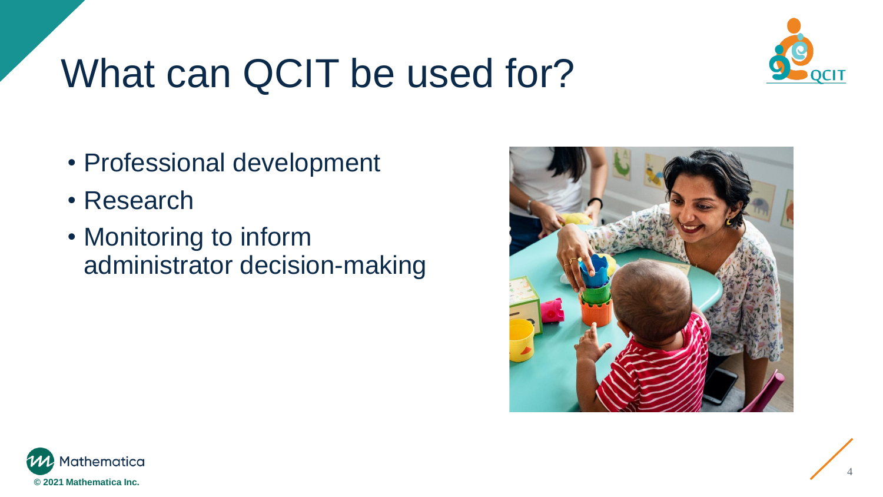# What can QCIT be used for?

- Professional development
- Research
- Monitoring to inform administrator decision-making

© 2021 Mathematica Inc.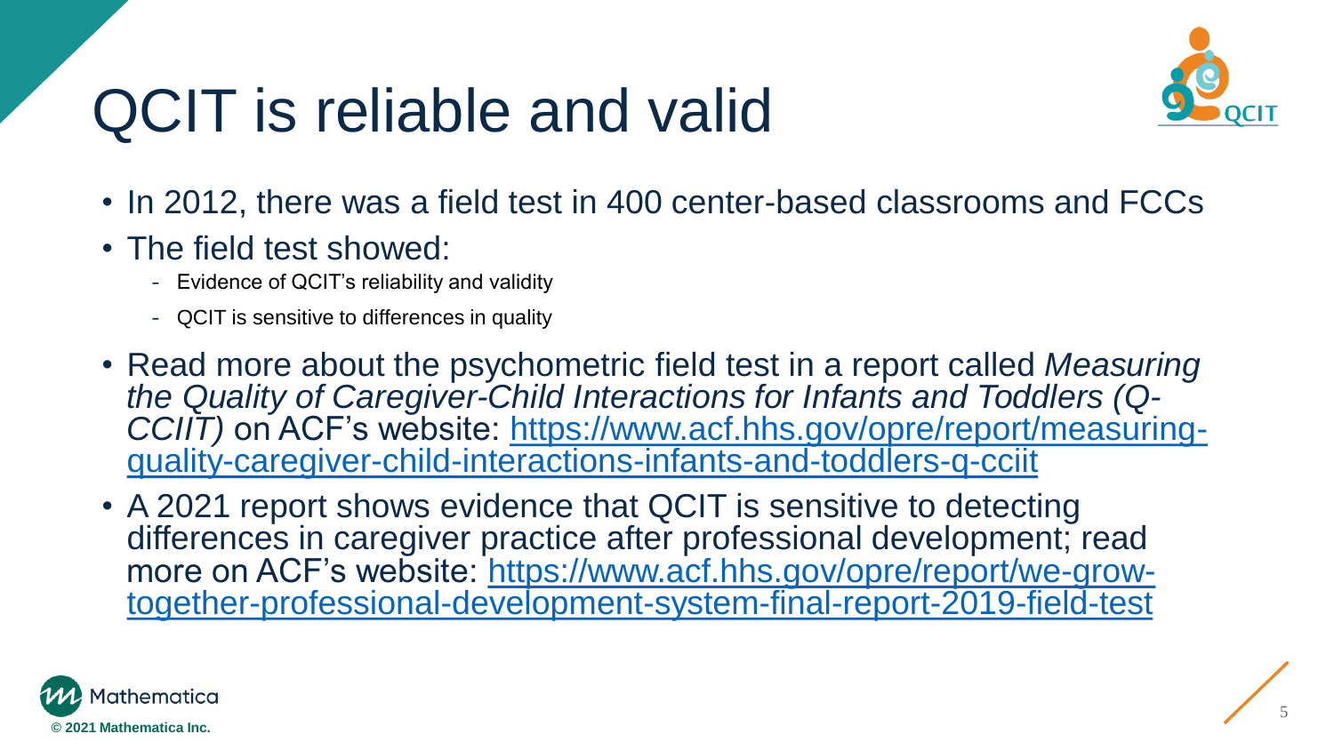# QCIT is reliable and valid

- In 2012, there was a field test in 400 center-based classrooms and FCCs
- The field test showed:
  - Evidence of QCIT's reliability and validity
  - QCIT is sensitive to differences in quality
- Read more about the psychometric field test in a report called *Measuring the Quality of Caregiver-Child Interactions for Infants and Toddlers (Q-CCIIT)* on ACF's website: https://www.acf.hhs.gov/opre/report/measuring-quality-caregiver-child-interactions-infants-and-toddlers-q-cciit
- A 2021 report shows evidence that QCIT is sensitive to detecting differences in caregiver practice after professional development; read more on ACF's website: https://www.acf.hhs.gov/opre/report/we-grow-together-professional-development-system-final-report-2019-field-test

© 2021 Mathematica Inc.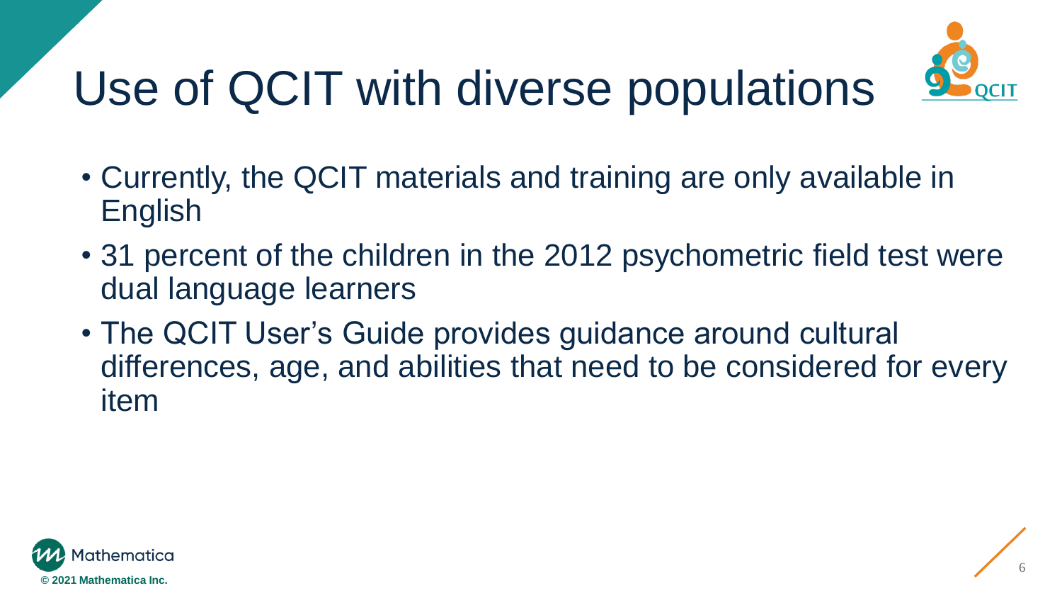# Use of QCIT with diverse populations

- Currently, the QCIT materials and training are only available in English
- 31 percent of the children in the 2012 psychometric field test were dual language learners
- The QCIT User's Guide provides guidance around cultural differences, age, and abilities that need to be considered for every item

© 2021 Mathematica Inc.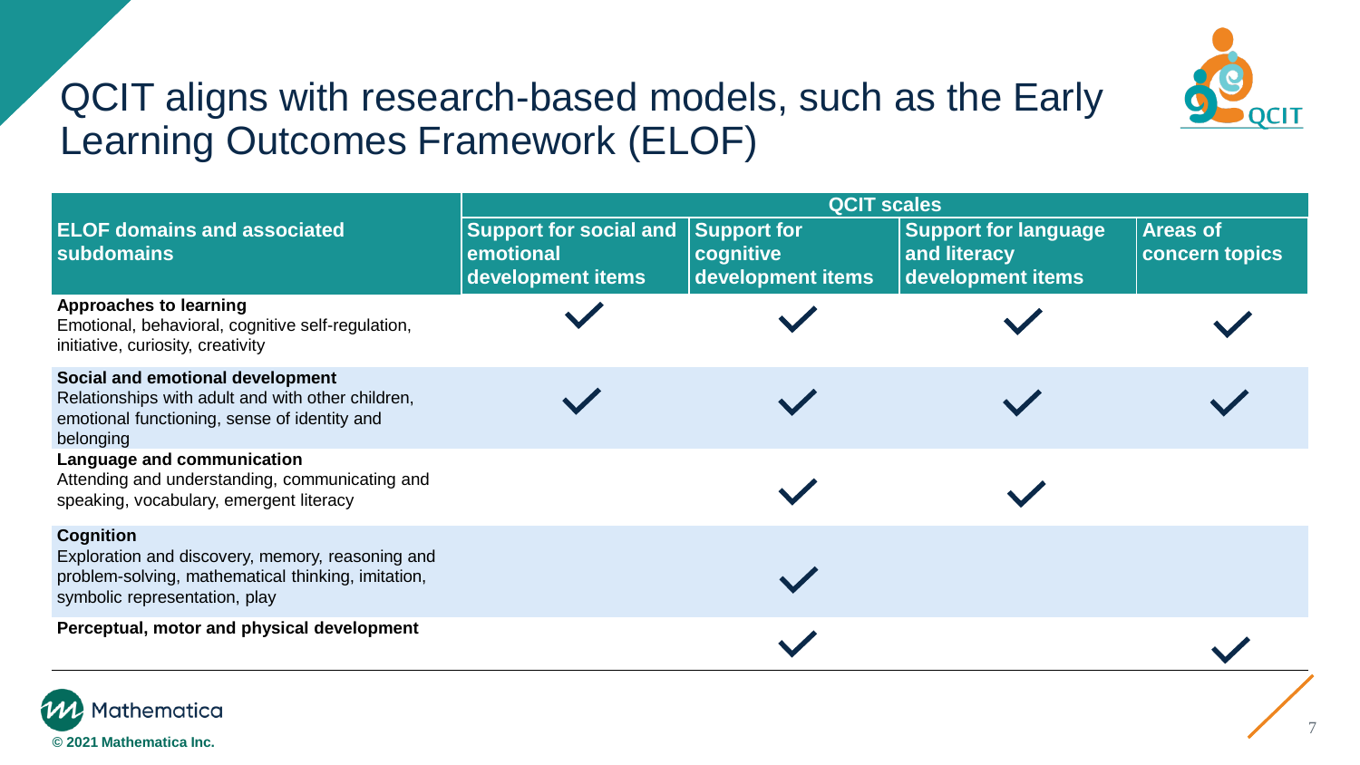# QCIT aligns with research-based models, such as the Early Learning Outcomes Framework (ELOF)

| ELOF domains and associated subdomains | QCIT scales | | | |
|---|---|---|---|---|
| | Support for social and emotional development items | Support for cognitive development items | Support for language and literacy development items | Areas of concern topics |
| **Approaches to learning** Emotional, behavioral, cognitive self-regulation, initiative, curiosity, creativity | ✓ | ✓ | ✓ | ✓ |
| **Social and emotional development** Relationships with adult and with other children, emotional functioning, sense of identity and belonging | ✓ | ✓ | ✓ | ✓ |
| **Language and communication** Attending and understanding, communicating and speaking, vocabulary, emergent literacy | | ✓ | ✓ | |
| **Cognition** Exploration and discovery, memory, reasoning and problem-solving, mathematical thinking, imitation, symbolic representation, play | | ✓ | | |
| **Perceptual, motor and physical development** | | ✓ | | ✓ |

© 2021 Mathematica Inc.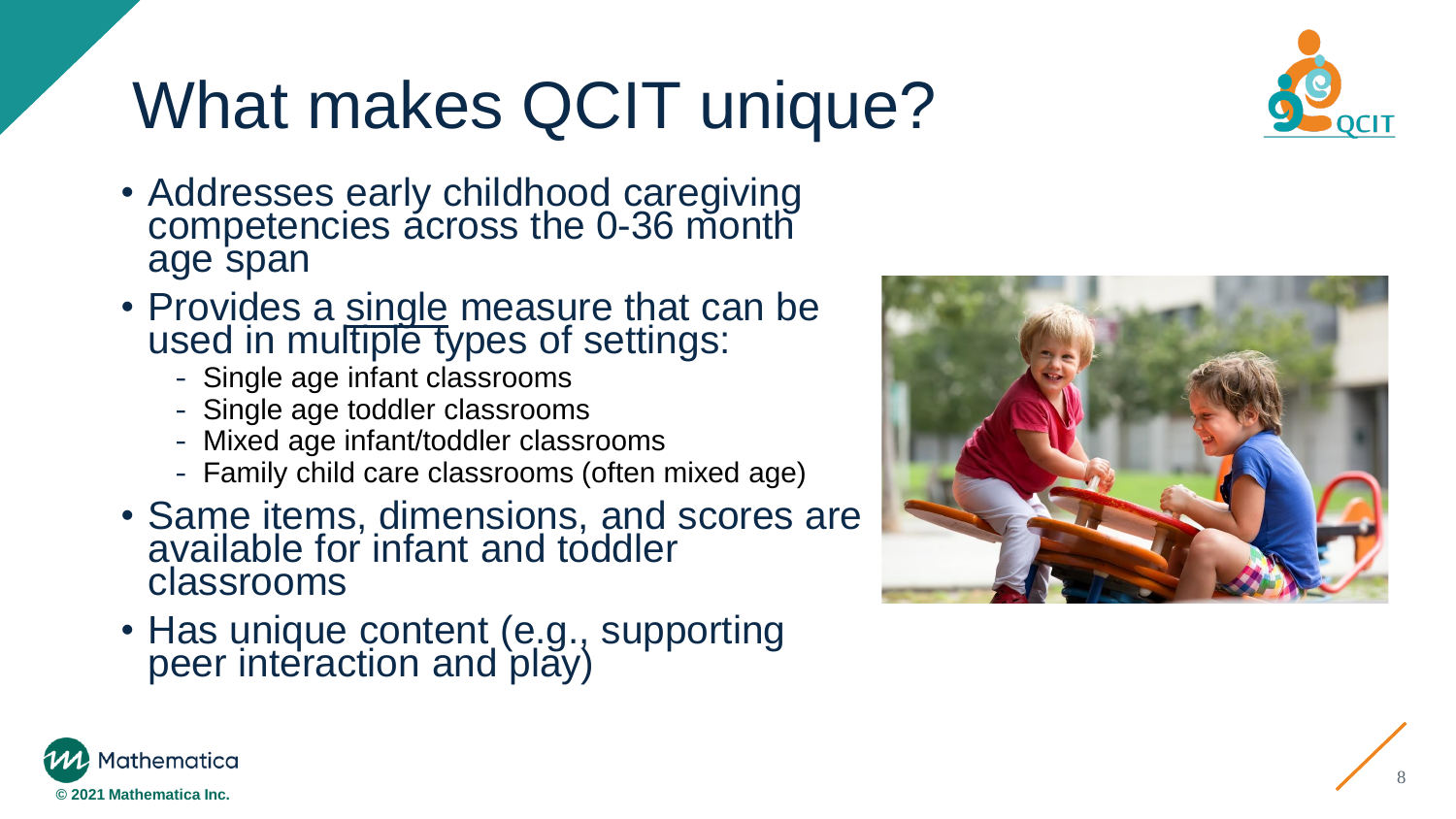# What makes QCIT unique?

- Addresses early childhood caregiving competencies across the 0-36 month age span
- Provides a <u>single</u> measure that can be used in multiple types of settings:
  - Single age infant classrooms
  - Single age toddler classrooms
  - Mixed age infant/toddler classrooms
  - Family child care classrooms (often mixed age)
- Same items, dimensions, and scores are available for infant and toddler classrooms
- Has unique content (e.g., supporting peer interaction and play)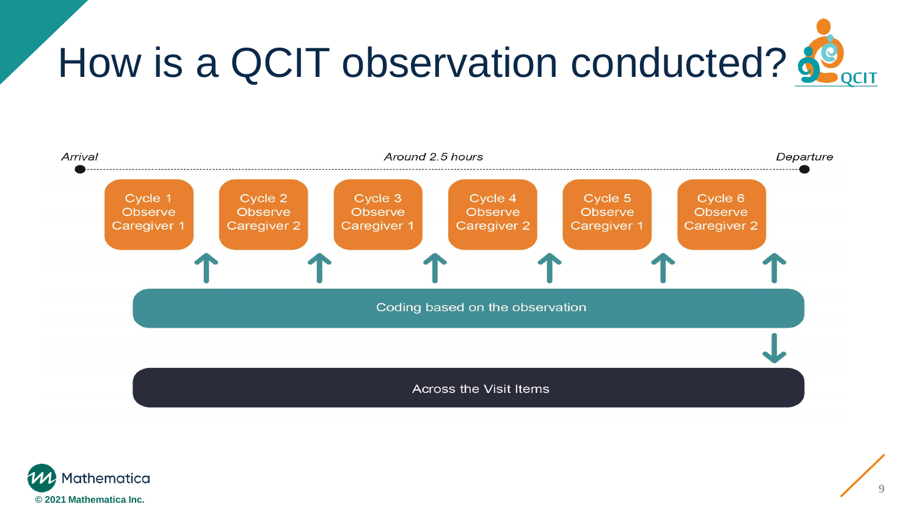# How is a QCIT observation conducted?

*Arrival* — *Around 2.5 hours* — *Departure*

- Cycle 1 Observe Caregiver 1
- Cycle 2 Observe Caregiver 2
- Cycle 3 Observe Caregiver 1
- Cycle 4 Observe Caregiver 2
- Cycle 5 Observe Caregiver 1
- Cycle 6 Observe Caregiver 2

Coding based on the observation

Across the Visit Items

© 2021 Mathematica Inc.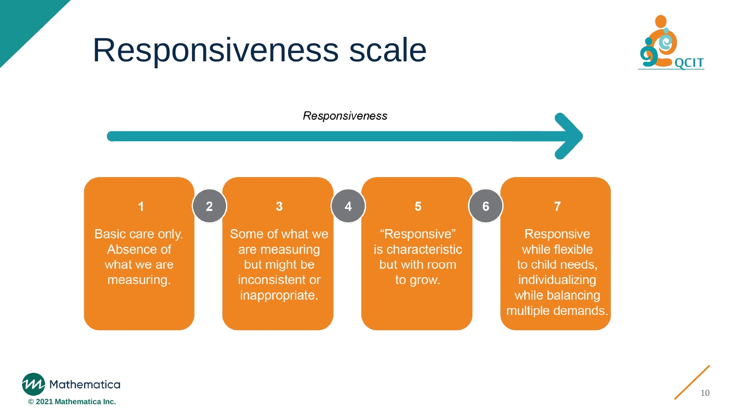# Responsiveness scale

*Responsiveness*

- **1** — Basic care only. Absence of what we are measuring.
- **2**
- **3** — Some of what we are measuring but might be inconsistent or inappropriate.
- **4**
- **5** — "Responsive" is characteristic but with room to grow.
- **6**
- **7** — Responsive while flexible to child needs, individualizing while balancing multiple demands.

© 2021 Mathematica Inc.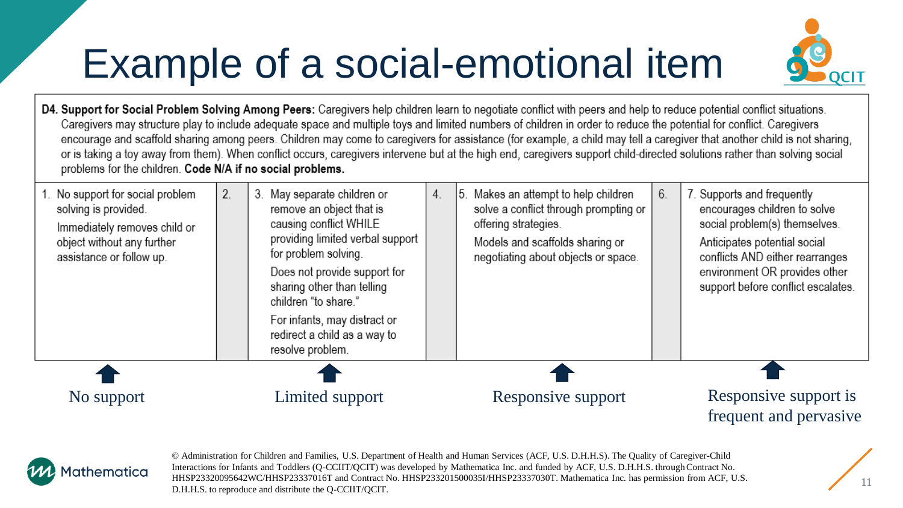# Example of a social-emotional item

**D4. Support for Social Problem Solving Among Peers:** Caregivers help children learn to negotiate conflict with peers and help to reduce potential conflict situations. Caregivers may structure play to include adequate space and multiple toys and limited numbers of children in order to reduce the potential for conflict. Caregivers encourage and scaffold sharing among peers. Children may come to caregivers for assistance (for example, a child may tell a caregiver that another child is not sharing, or is taking a toy away from them). When conflict occurs, caregivers intervene but at the high end, caregivers support child-directed solutions rather than solving social problems for the children. **Code N/A if no social problems.**

| 1. No support for social problem solving is provided.<br>Immediately removes child or object without any further assistance or follow up. | 2. | 3. May separate children or remove an object that is causing conflict WHILE providing limited verbal support for problem solving.<br>Does not provide support for sharing other than telling children "to share."<br>For infants, may distract or redirect a child as a way to resolve problem. | 4. | 5. Makes an attempt to help children solve a conflict through prompting or offering strategies.<br>Models and scaffolds sharing or negotiating about objects or space. | 6. | 7. Supports and frequently encourages children to solve social problem(s) themselves.<br>Anticipates potential social conflicts AND either rearranges environment OR provides other support before conflict escalates. |
|---|---|---|---|---|---|---|
| ↑ No support | | ↑ Limited support | | ↑ Responsive support | | ↑ Responsive support is frequent and pervasive |

© Administration for Children and Families, U.S. Department of Health and Human Services (ACF, U.S. D.H.H.S). The Quality of Caregiver-Child Interactions for Infants and Toddlers (Q-CCIIT/QCIT) was developed by Mathematica Inc. and funded by ACF, U.S. D.H.H.S. through Contract No. HHSP23320095642WC/HHSP23337016T and Contract No. HHSP233201500035I/HHSP23337030T. Mathematica Inc. has permission from ACF, U.S. D.H.H.S. to reproduce and distribute the Q-CCIIT/QCIT.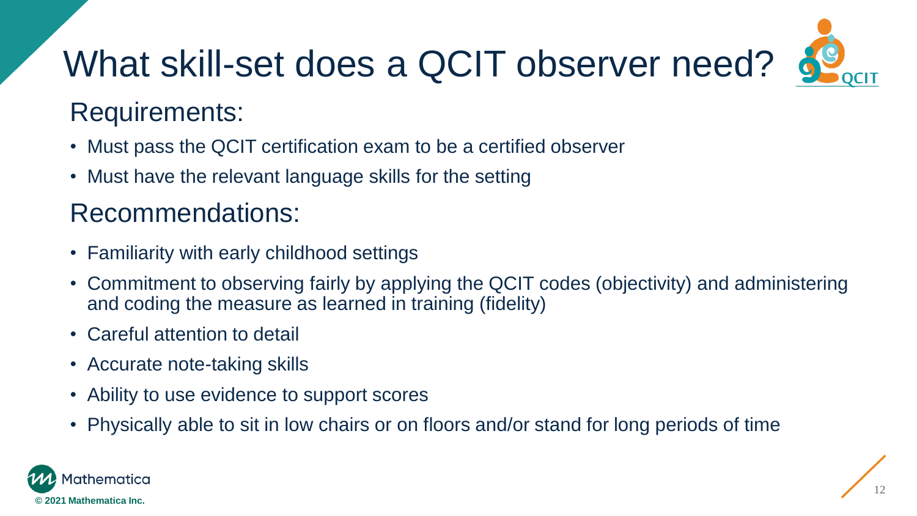# What skill-set does a QCIT observer need?

## Requirements:

- Must pass the QCIT certification exam to be a certified observer
- Must have the relevant language skills for the setting

## Recommendations:

- Familiarity with early childhood settings
- Commitment to observing fairly by applying the QCIT codes (objectivity) and administering and coding the measure as learned in training (fidelity)
- Careful attention to detail
- Accurate note-taking skills
- Ability to use evidence to support scores
- Physically able to sit in low chairs or on floors and/or stand for long periods of time

© 2021 Mathematica Inc.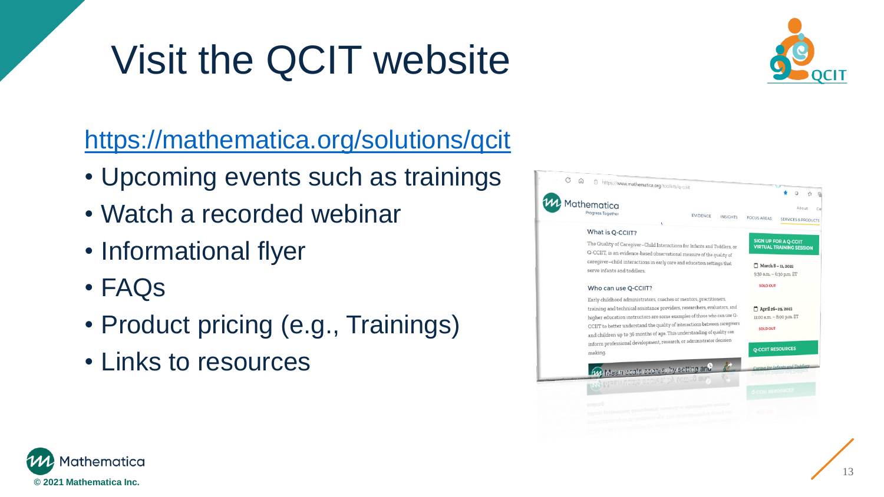# Visit the QCIT website

https://mathematica.org/solutions/qcit

- Upcoming events such as trainings
- Watch a recorded webinar
- Informational flyer
- FAQs
- Product pricing (e.g., Trainings)
- Links to resources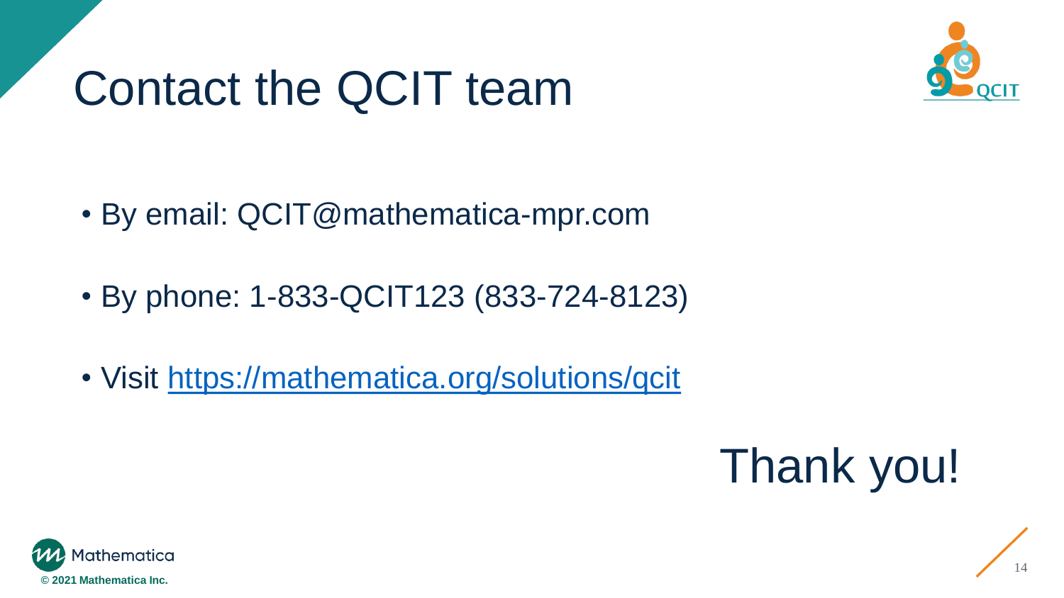# Contact the QCIT team

- By email: QCIT@mathematica-mpr.com
- By phone: 1-833-QCIT123 (833-724-8123)
- Visit [https://mathematica.org/solutions/qcit](https://mathematica.org/solutions/qcit)

Thank you!

© 2021 Mathematica Inc.